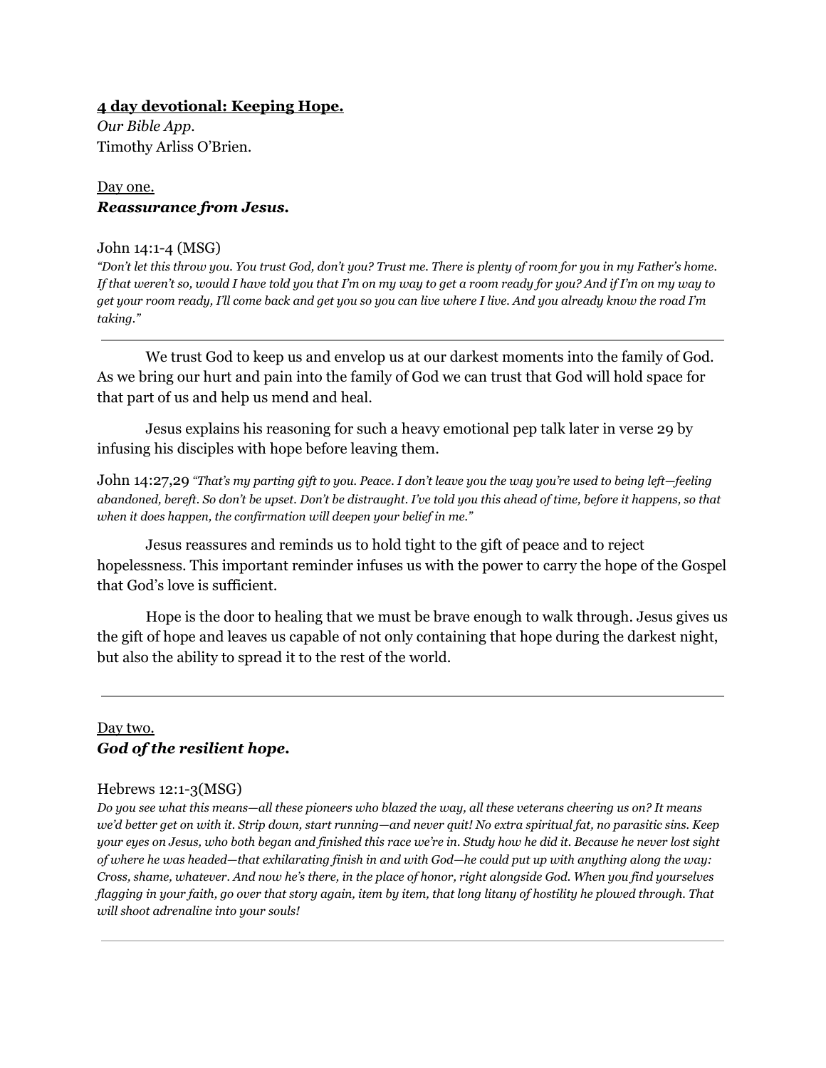**<u>4 day devotional: Keeping Hope.</u>**

*Our Bible App.*

Timothy Arliss O'Brien.

<u>Day one.</u>

***Reassurance from Jesus.***

John 14:1-4 (MSG)

*"Don't let this throw you. You trust God, don't you? Trust me. There is plenty of room for you in my Father's home. If that weren't so, would I have told you that I'm on my way to get a room ready for you? And if I'm on my way to get your room ready, I'll come back and get you so you can live where I live. And you already know the road I'm taking."*

---

We trust God to keep us and envelop us at our darkest moments into the family of God. As we bring our hurt and pain into the family of God we can trust that God will hold space for that part of us and help us mend and heal.

Jesus explains his reasoning for such a heavy emotional pep talk later in verse 29 by infusing his disciples with hope before leaving them.

John 14:27,29 *"That's my parting gift to you. Peace. I don't leave you the way you're used to being left—feeling abandoned, bereft. So don't be upset. Don't be distraught. I've told you this ahead of time, before it happens, so that when it does happen, the confirmation will deepen your belief in me."*

Jesus reassures and reminds us to hold tight to the gift of peace and to reject hopelessness. This important reminder infuses us with the power to carry the hope of the Gospel that God's love is sufficient.

Hope is the door to healing that we must be brave enough to walk through. Jesus gives us the gift of hope and leaves us capable of not only containing that hope during the darkest night, but also the ability to spread it to the rest of the world.

---

<u>Day two.</u>

***God of the resilient hope.***

Hebrews 12:1-3(MSG)

*Do you see what this means—all these pioneers who blazed the way, all these veterans cheering us on? It means we'd better get on with it. Strip down, start running—and never quit! No extra spiritual fat, no parasitic sins. Keep your eyes on Jesus, who both began and finished this race we're in. Study how he did it. Because he never lost sight of where he was headed—that exhilarating finish in and with God—he could put up with anything along the way: Cross, shame, whatever. And now he's there, in the place of honor, right alongside God. When you find yourselves flagging in your faith, go over that story again, item by item, that long litany of hostility he plowed through. That will shoot adrenaline into your souls!*

---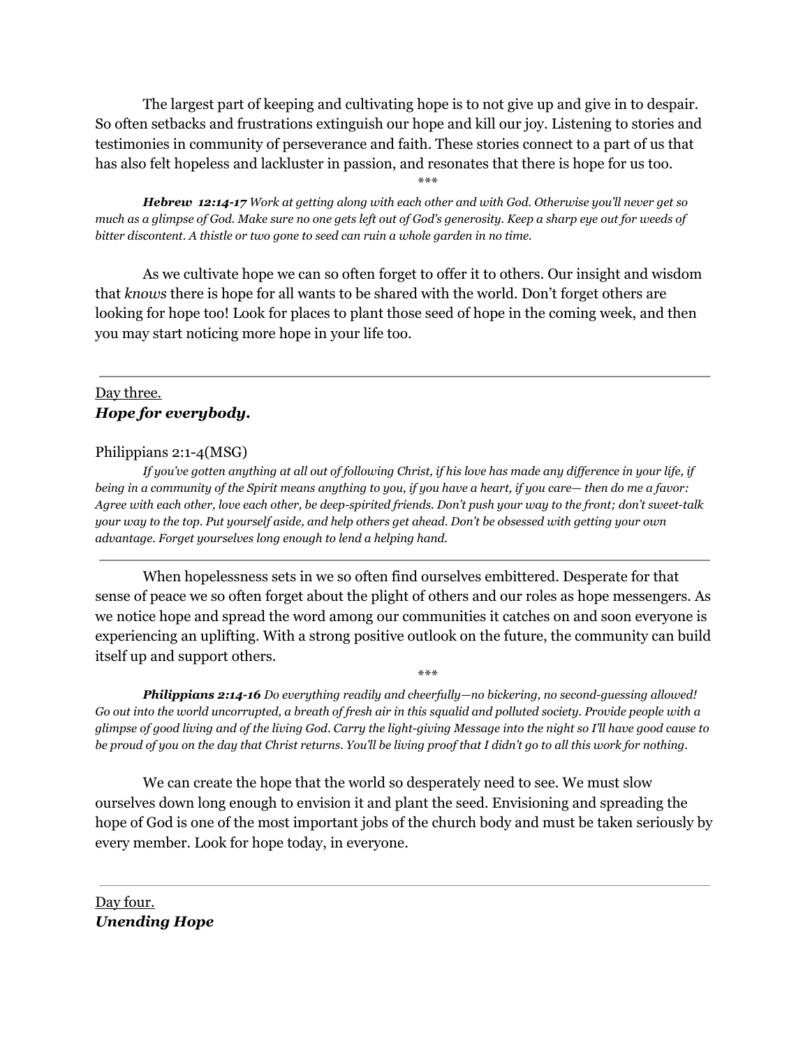The largest part of keeping and cultivating hope is to not give up and give in to despair. So often setbacks and frustrations extinguish our hope and kill our joy. Listening to stories and testimonies in community of perseverance and faith. These stories connect to a part of us that has also felt hopeless and lackluster in passion, and resonates that there is hope for us too.

***

***Hebrew 12:14-17*** *Work at getting along with each other and with God. Otherwise you'll never get so much as a glimpse of God. Make sure no one gets left out of God's generosity. Keep a sharp eye out for weeds of bitter discontent. A thistle or two gone to seed can ruin a whole garden in no time.*

As we cultivate hope we can so often forget to offer it to others. Our insight and wisdom that *knows* there is hope for all wants to be shared with the world. Don't forget others are looking for hope too! Look for places to plant those seed of hope in the coming week, and then you may start noticing more hope in your life too.

---

<u>Day three.</u>
***Hope for everybody.***

Philippians 2:1-4(MSG)

*If you've gotten anything at all out of following Christ, if his love has made any difference in your life, if being in a community of the Spirit means anything to you, if you have a heart, if you care— then do me a favor: Agree with each other, love each other, be deep-spirited friends. Don't push your way to the front; don't sweet-talk your way to the top. Put yourself aside, and help others get ahead. Don't be obsessed with getting your own advantage. Forget yourselves long enough to lend a helping hand.*

---

When hopelessness sets in we so often find ourselves embittered. Desperate for that sense of peace we so often forget about the plight of others and our roles as hope messengers. As we notice hope and spread the word among our communities it catches on and soon everyone is experiencing an uplifting. With a strong positive outlook on the future, the community can build itself up and support others.

***

***Philippians 2:14-16*** *Do everything readily and cheerfully—no bickering, no second-guessing allowed! Go out into the world uncorrupted, a breath of fresh air in this squalid and polluted society. Provide people with a glimpse of good living and of the living God. Carry the light-giving Message into the night so I'll have good cause to be proud of you on the day that Christ returns. You'll be living proof that I didn't go to all this work for nothing.*

We can create the hope that the world so desperately need to see. We must slow ourselves down long enough to envision it and plant the seed. Envisioning and spreading the hope of God is one of the most important jobs of the church body and must be taken seriously by every member. Look for hope today, in everyone.

---

<u>Day four.</u>
***Unending Hope***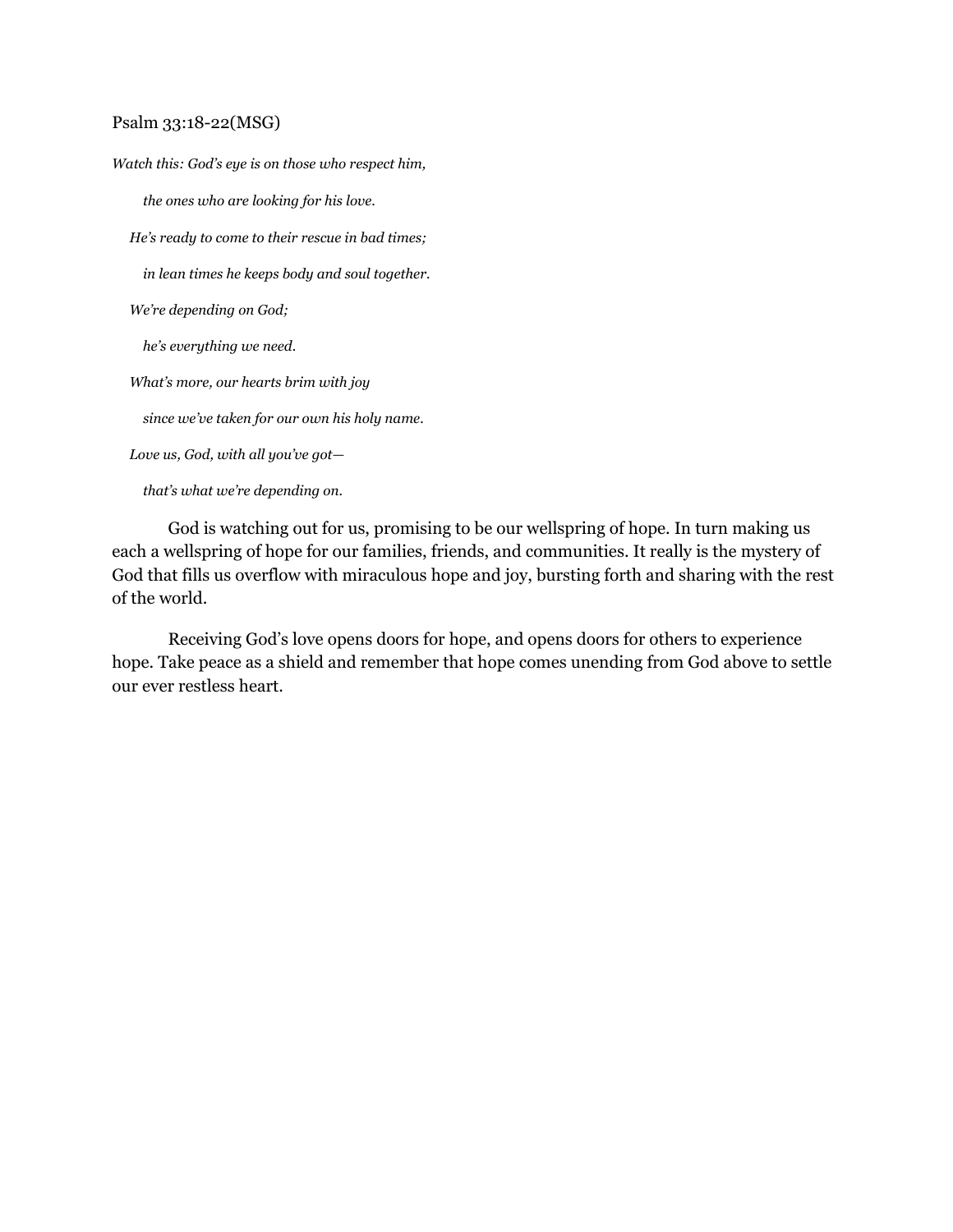Psalm 33:18-22(MSG)

*Watch this: God's eye is on those who respect him,*

*the ones who are looking for his love.*

*He's ready to come to their rescue in bad times;*

*in lean times he keeps body and soul together.*

*We're depending on God;*

*he's everything we need.*

*What's more, our hearts brim with joy*

*since we've taken for our own his holy name.*

*Love us, God, with all you've got—*

*that's what we're depending on.*

God is watching out for us, promising to be our wellspring of hope. In turn making us each a wellspring of hope for our families, friends, and communities. It really is the mystery of God that fills us overflow with miraculous hope and joy, bursting forth and sharing with the rest of the world.

Receiving God's love opens doors for hope, and opens doors for others to experience hope. Take peace as a shield and remember that hope comes unending from God above to settle our ever restless heart.